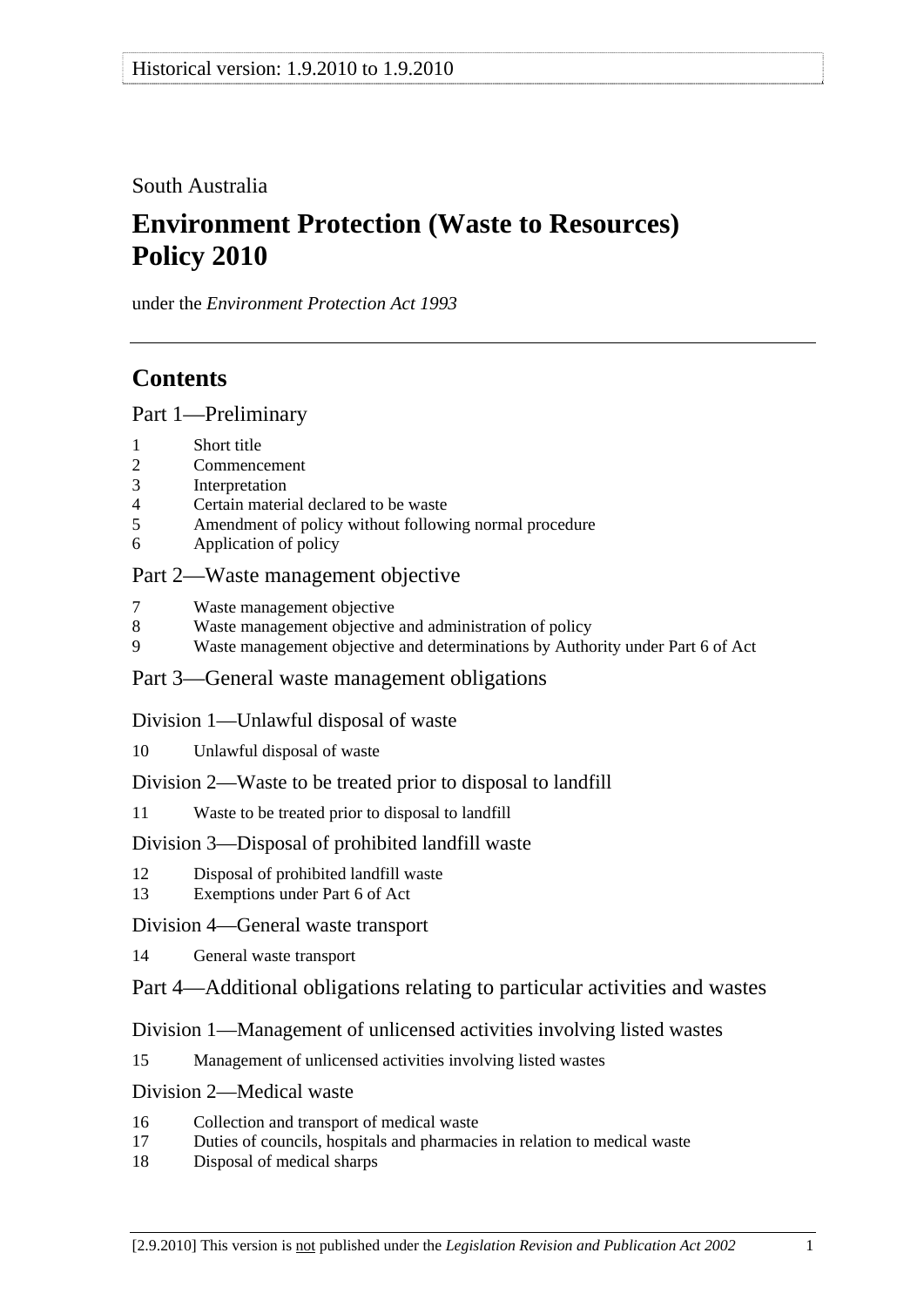Historical version: 1.9.2010 to 1.9.2010

South Australia

# Environment Protection (Waste to Resources) Policy 2010

under the *Environment Protection Act 1993*

## Contents

### Part 1—Preliminary

1 Short title
2 Commencement
3 Interpretation
4 Certain material declared to be waste
5 Amendment of policy without following normal procedure
6 Application of policy

### Part 2—Waste management objective

7 Waste management objective
8 Waste management objective and administration of policy
9 Waste management objective and determinations by Authority under Part 6 of Act

### Part 3—General waste management obligations

#### Division 1—Unlawful disposal of waste

10 Unlawful disposal of waste

#### Division 2—Waste to be treated prior to disposal to landfill

11 Waste to be treated prior to disposal to landfill

#### Division 3—Disposal of prohibited landfill waste

12 Disposal of prohibited landfill waste
13 Exemptions under Part 6 of Act

#### Division 4—General waste transport

14 General waste transport

### Part 4—Additional obligations relating to particular activities and wastes

#### Division 1—Management of unlicensed activities involving listed wastes

15 Management of unlicensed activities involving listed wastes

#### Division 2—Medical waste

16 Collection and transport of medical waste
17 Duties of councils, hospitals and pharmacies in relation to medical waste
18 Disposal of medical sharps

[2.9.2010] This version is not published under the *Legislation Revision and Publication Act 2002*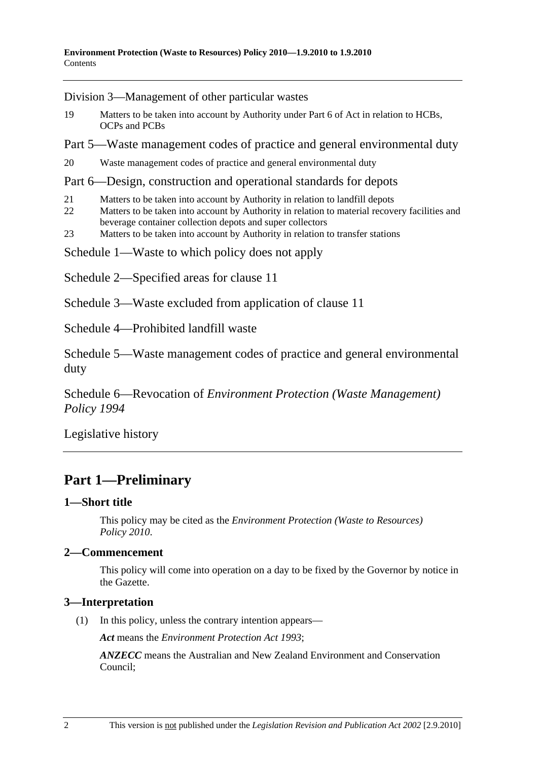Division 3—Management of other particular wastes

19 Matters to be taken into account by Authority under Part 6 of Act in relation to HCBs, OCPs and PCBs

Part 5—Waste management codes of practice and general environmental duty

20 Waste management codes of practice and general environmental duty

Part 6—Design, construction and operational standards for depots

21 Matters to be taken into account by Authority in relation to landfill depots
22 Matters to be taken into account by Authority in relation to material recovery facilities and beverage container collection depots and super collectors
23 Matters to be taken into account by Authority in relation to transfer stations

Schedule 1—Waste to which policy does not apply

Schedule 2—Specified areas for clause 11

Schedule 3—Waste excluded from application of clause 11

Schedule 4—Prohibited landfill waste

Schedule 5—Waste management codes of practice and general environmental duty

Schedule 6—Revocation of *Environment Protection (Waste Management) Policy 1994*

Legislative history

# Part 1—Preliminary

## 1—Short title

This policy may be cited as the *Environment Protection (Waste to Resources) Policy 2010*.

## 2—Commencement

This policy will come into operation on a day to be fixed by the Governor by notice in the Gazette.

## 3—Interpretation

(1) In this policy, unless the contrary intention appears—

***Act*** means the *Environment Protection Act 1993*;

***ANZECC*** means the Australian and New Zealand Environment and Conservation Council;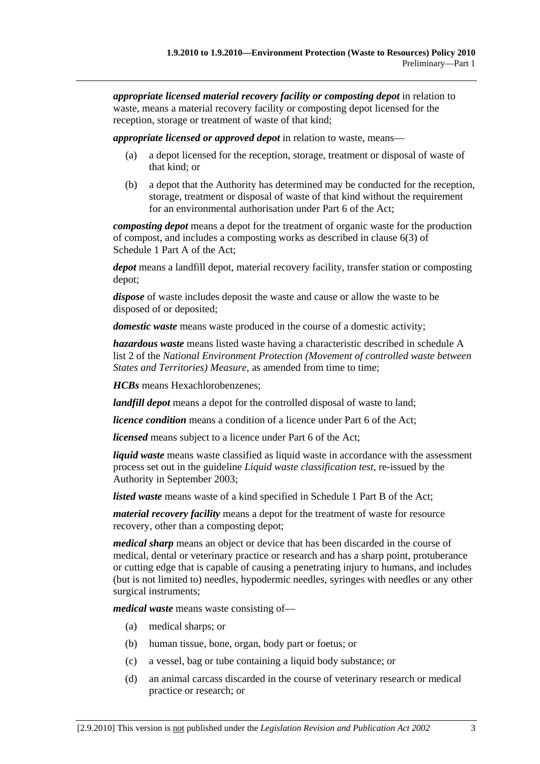***appropriate licensed material recovery facility or composting depot*** in relation to waste, means a material recovery facility or composting depot licensed for the reception, storage or treatment of waste of that kind;

***appropriate licensed or approved depot*** in relation to waste, means—

(a) a depot licensed for the reception, storage, treatment or disposal of waste of that kind; or

(b) a depot that the Authority has determined may be conducted for the reception, storage, treatment or disposal of waste of that kind without the requirement for an environmental authorisation under Part 6 of the Act;

***composting depot*** means a depot for the treatment of organic waste for the production of compost, and includes a composting works as described in clause 6(3) of Schedule 1 Part A of the Act;

***depot*** means a landfill depot, material recovery facility, transfer station or composting depot;

***dispose*** of waste includes deposit the waste and cause or allow the waste to be disposed of or deposited;

***domestic waste*** means waste produced in the course of a domestic activity;

***hazardous waste*** means listed waste having a characteristic described in schedule A list 2 of the *National Environment Protection (Movement of controlled waste between States and Territories) Measure*, as amended from time to time;

***HCBs*** means Hexachlorobenzenes;

***landfill depot*** means a depot for the controlled disposal of waste to land;

***licence condition*** means a condition of a licence under Part 6 of the Act;

***licensed*** means subject to a licence under Part 6 of the Act;

***liquid waste*** means waste classified as liquid waste in accordance with the assessment process set out in the guideline *Liquid waste classification test*, re-issued by the Authority in September 2003;

***listed waste*** means waste of a kind specified in Schedule 1 Part B of the Act;

***material recovery facility*** means a depot for the treatment of waste for resource recovery, other than a composting depot;

***medical sharp*** means an object or device that has been discarded in the course of medical, dental or veterinary practice or research and has a sharp point, protuberance or cutting edge that is capable of causing a penetrating injury to humans, and includes (but is not limited to) needles, hypodermic needles, syringes with needles or any other surgical instruments;

***medical waste*** means waste consisting of—

(a) medical sharps; or

(b) human tissue, bone, organ, body part or foetus; or

(c) a vessel, bag or tube containing a liquid body substance; or

(d) an animal carcass discarded in the course of veterinary research or medical practice or research; or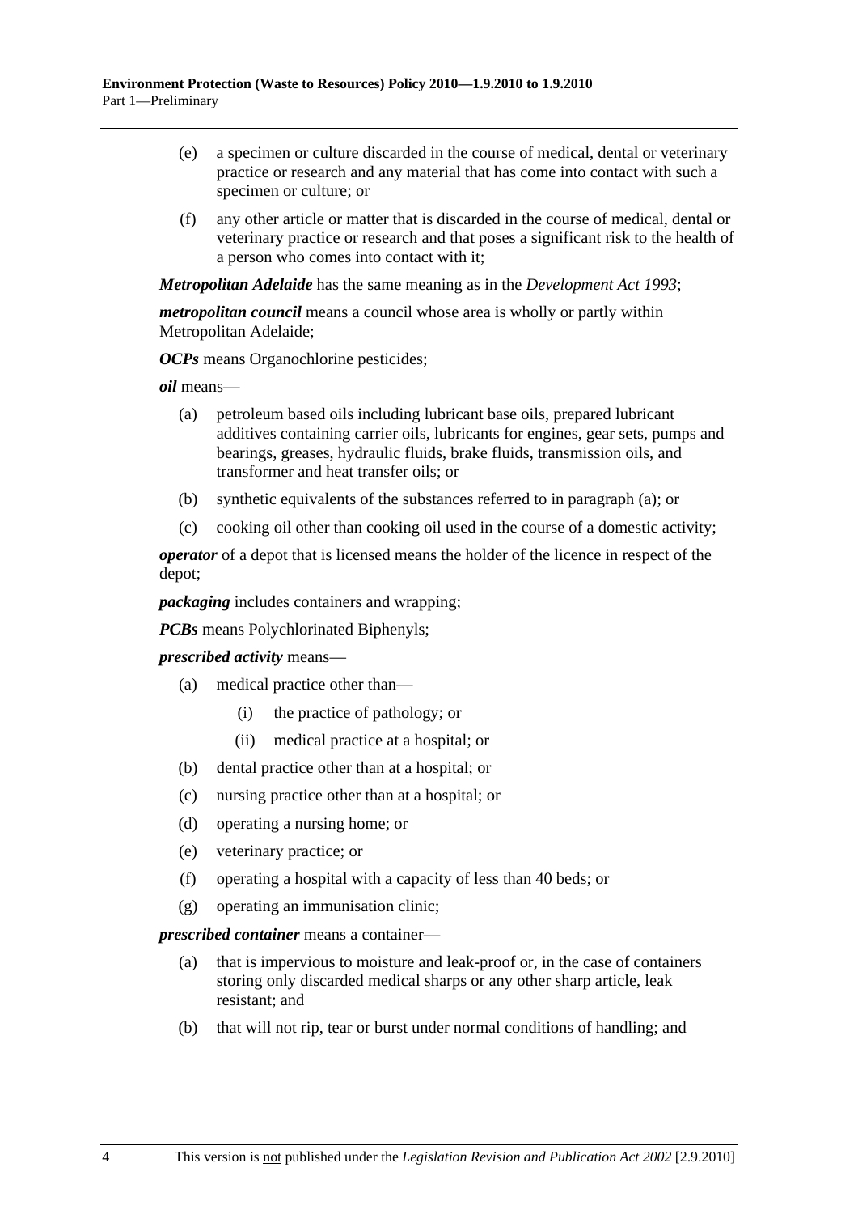(e) a specimen or culture discarded in the course of medical, dental or veterinary practice or research and any material that has come into contact with such a specimen or culture; or

(f) any other article or matter that is discarded in the course of medical, dental or veterinary practice or research and that poses a significant risk to the health of a person who comes into contact with it;

***Metropolitan Adelaide*** has the same meaning as in the *Development Act 1993*;

***metropolitan council*** means a council whose area is wholly or partly within Metropolitan Adelaide;

***OCPs*** means Organochlorine pesticides;

***oil*** means—

(a) petroleum based oils including lubricant base oils, prepared lubricant additives containing carrier oils, lubricants for engines, gear sets, pumps and bearings, greases, hydraulic fluids, brake fluids, transmission oils, and transformer and heat transfer oils; or

(b) synthetic equivalents of the substances referred to in paragraph (a); or

(c) cooking oil other than cooking oil used in the course of a domestic activity;

***operator*** of a depot that is licensed means the holder of the licence in respect of the depot;

***packaging*** includes containers and wrapping;

***PCBs*** means Polychlorinated Biphenyls;

***prescribed activity*** means—

(a) medical practice other than—

(i) the practice of pathology; or

(ii) medical practice at a hospital; or

(b) dental practice other than at a hospital; or

(c) nursing practice other than at a hospital; or

(d) operating a nursing home; or

(e) veterinary practice; or

(f) operating a hospital with a capacity of less than 40 beds; or

(g) operating an immunisation clinic;

***prescribed container*** means a container—

(a) that is impervious to moisture and leak-proof or, in the case of containers storing only discarded medical sharps or any other sharp article, leak resistant; and

(b) that will not rip, tear or burst under normal conditions of handling; and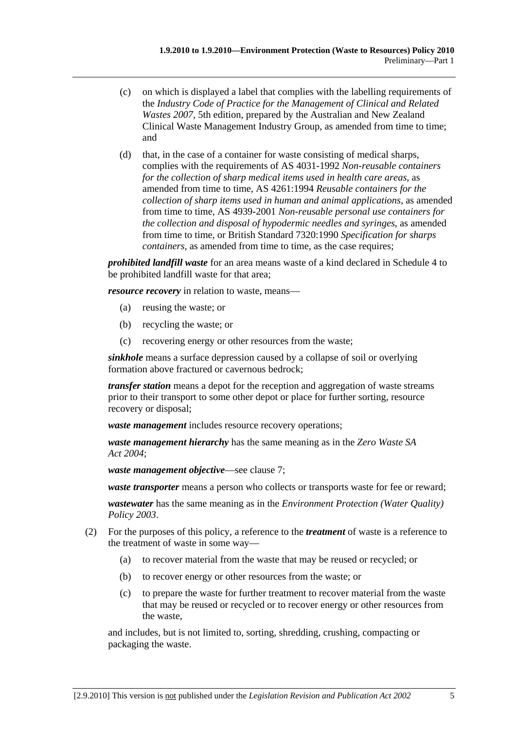(c) on which is displayed a label that complies with the labelling requirements of the *Industry Code of Practice for the Management of Clinical and Related Wastes 2007*, 5th edition, prepared by the Australian and New Zealand Clinical Waste Management Industry Group, as amended from time to time; and

(d) that, in the case of a container for waste consisting of medical sharps, complies with the requirements of AS 4031-1992 *Non-reusable containers for the collection of sharp medical items used in health care areas*, as amended from time to time, AS 4261:1994 *Reusable containers for the collection of sharp items used in human and animal applications*, as amended from time to time, AS 4939-2001 *Non-reusable personal use containers for the collection and disposal of hypodermic needles and syringes*, as amended from time to time, or British Standard 7320:1990 *Specification for sharps containers*, as amended from time to time, as the case requires;

***prohibited landfill waste*** for an area means waste of a kind declared in Schedule 4 to be prohibited landfill waste for that area;

***resource recovery*** in relation to waste, means—

(a) reusing the waste; or

(b) recycling the waste; or

(c) recovering energy or other resources from the waste;

***sinkhole*** means a surface depression caused by a collapse of soil or overlying formation above fractured or cavernous bedrock;

***transfer station*** means a depot for the reception and aggregation of waste streams prior to their transport to some other depot or place for further sorting, resource recovery or disposal;

***waste management*** includes resource recovery operations;

***waste management hierarchy*** has the same meaning as in the *Zero Waste SA Act 2004*;

***waste management objective***—see clause 7;

***waste transporter*** means a person who collects or transports waste for fee or reward;

***wastewater*** has the same meaning as in the *Environment Protection (Water Quality) Policy 2003*.

(2) For the purposes of this policy, a reference to the ***treatment*** of waste is a reference to the treatment of waste in some way—

(a) to recover material from the waste that may be reused or recycled; or

(b) to recover energy or other resources from the waste; or

(c) to prepare the waste for further treatment to recover material from the waste that may be reused or recycled or to recover energy or other resources from the waste,

and includes, but is not limited to, sorting, shredding, crushing, compacting or packaging the waste.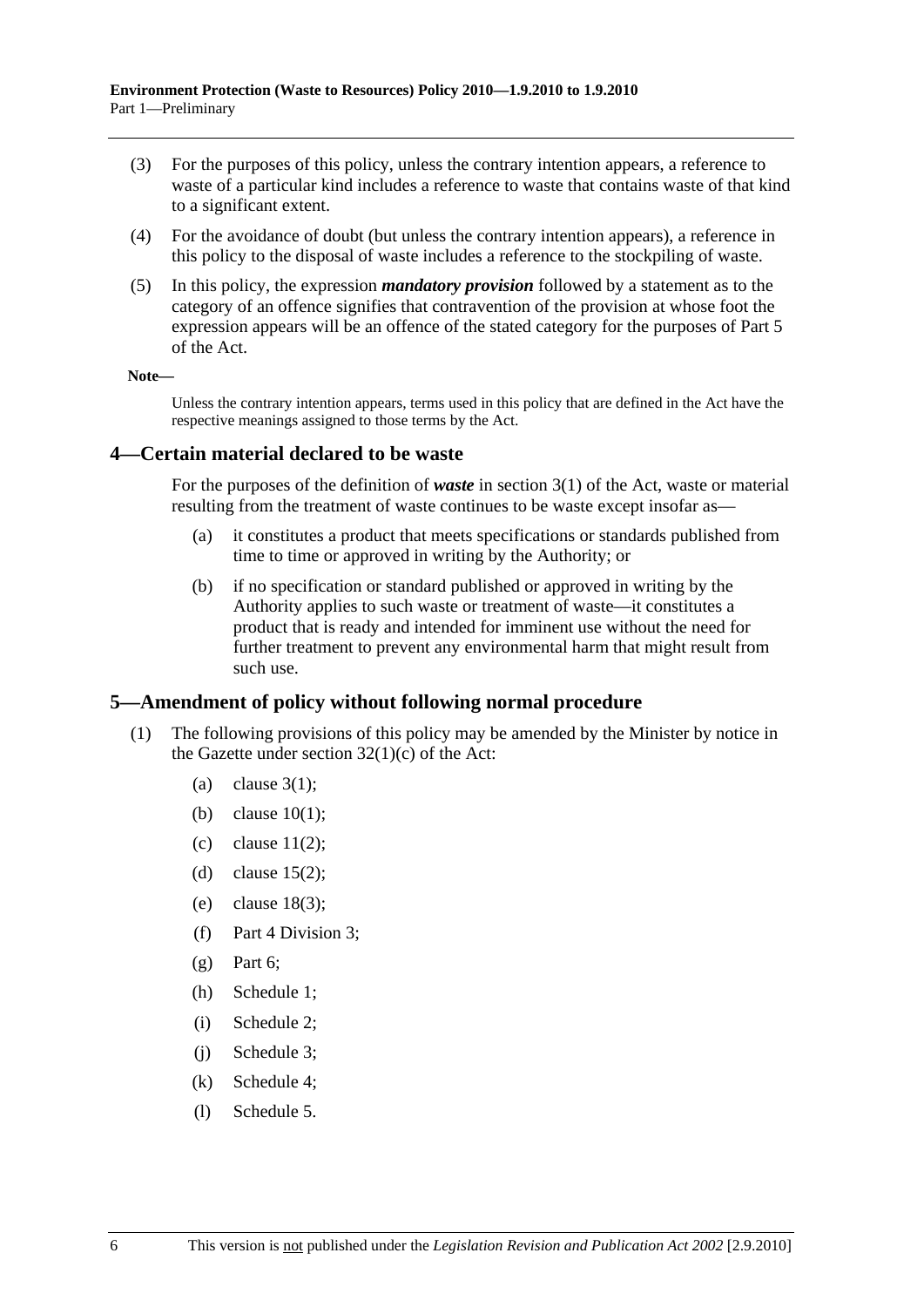(3) For the purposes of this policy, unless the contrary intention appears, a reference to waste of a particular kind includes a reference to waste that contains waste of that kind to a significant extent.

(4) For the avoidance of doubt (but unless the contrary intention appears), a reference in this policy to the disposal of waste includes a reference to the stockpiling of waste.

(5) In this policy, the expression ***mandatory provision*** followed by a statement as to the category of an offence signifies that contravention of the provision at whose foot the expression appears will be an offence of the stated category for the purposes of Part 5 of the Act.

**Note—**

Unless the contrary intention appears, terms used in this policy that are defined in the Act have the respective meanings assigned to those terms by the Act.

## 4—Certain material declared to be waste

For the purposes of the definition of ***waste*** in section 3(1) of the Act, waste or material resulting from the treatment of waste continues to be waste except insofar as—

(a) it constitutes a product that meets specifications or standards published from time to time or approved in writing by the Authority; or

(b) if no specification or standard published or approved in writing by the Authority applies to such waste or treatment of waste—it constitutes a product that is ready and intended for imminent use without the need for further treatment to prevent any environmental harm that might result from such use.

## 5—Amendment of policy without following normal procedure

(1) The following provisions of this policy may be amended by the Minister by notice in the Gazette under section 32(1)(c) of the Act:

- (a) clause 3(1);
- (b) clause 10(1);
- (c) clause 11(2);
- (d) clause 15(2);
- (e) clause 18(3);
- (f) Part 4 Division 3;
- (g) Part 6;
- (h) Schedule 1;
- (i) Schedule 2;
- (j) Schedule 3;
- (k) Schedule 4;
- (l) Schedule 5.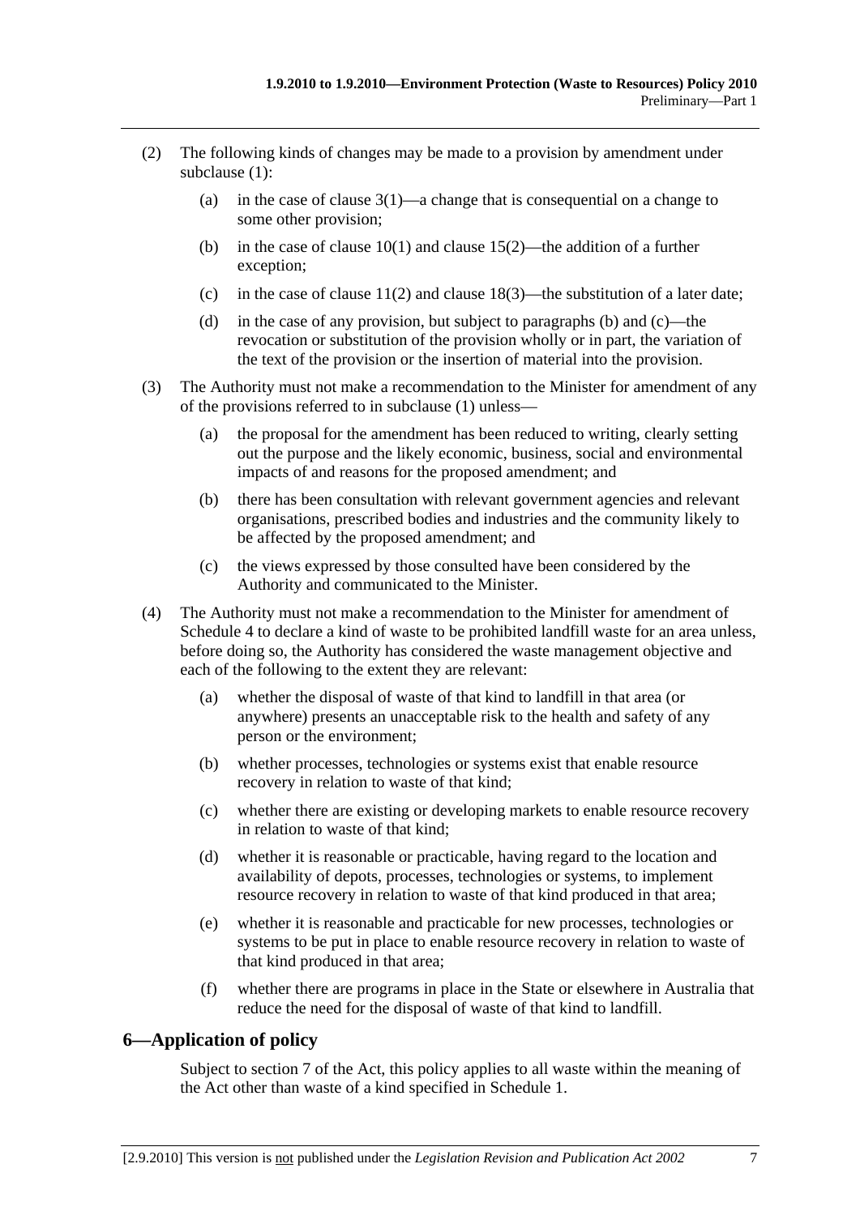(2) The following kinds of changes may be made to a provision by amendment under subclause (1):

(a) in the case of clause 3(1)—a change that is consequential on a change to some other provision;

(b) in the case of clause 10(1) and clause 15(2)—the addition of a further exception;

(c) in the case of clause 11(2) and clause 18(3)—the substitution of a later date;

(d) in the case of any provision, but subject to paragraphs (b) and (c)—the revocation or substitution of the provision wholly or in part, the variation of the text of the provision or the insertion of material into the provision.

(3) The Authority must not make a recommendation to the Minister for amendment of any of the provisions referred to in subclause (1) unless—

(a) the proposal for the amendment has been reduced to writing, clearly setting out the purpose and the likely economic, business, social and environmental impacts of and reasons for the proposed amendment; and

(b) there has been consultation with relevant government agencies and relevant organisations, prescribed bodies and industries and the community likely to be affected by the proposed amendment; and

(c) the views expressed by those consulted have been considered by the Authority and communicated to the Minister.

(4) The Authority must not make a recommendation to the Minister for amendment of Schedule 4 to declare a kind of waste to be prohibited landfill waste for an area unless, before doing so, the Authority has considered the waste management objective and each of the following to the extent they are relevant:

(a) whether the disposal of waste of that kind to landfill in that area (or anywhere) presents an unacceptable risk to the health and safety of any person or the environment;

(b) whether processes, technologies or systems exist that enable resource recovery in relation to waste of that kind;

(c) whether there are existing or developing markets to enable resource recovery in relation to waste of that kind;

(d) whether it is reasonable or practicable, having regard to the location and availability of depots, processes, technologies or systems, to implement resource recovery in relation to waste of that kind produced in that area;

(e) whether it is reasonable and practicable for new processes, technologies or systems to be put in place to enable resource recovery in relation to waste of that kind produced in that area;

(f) whether there are programs in place in the State or elsewhere in Australia that reduce the need for the disposal of waste of that kind to landfill.

## 6—Application of policy

Subject to section 7 of the Act, this policy applies to all waste within the meaning of the Act other than waste of a kind specified in Schedule 1.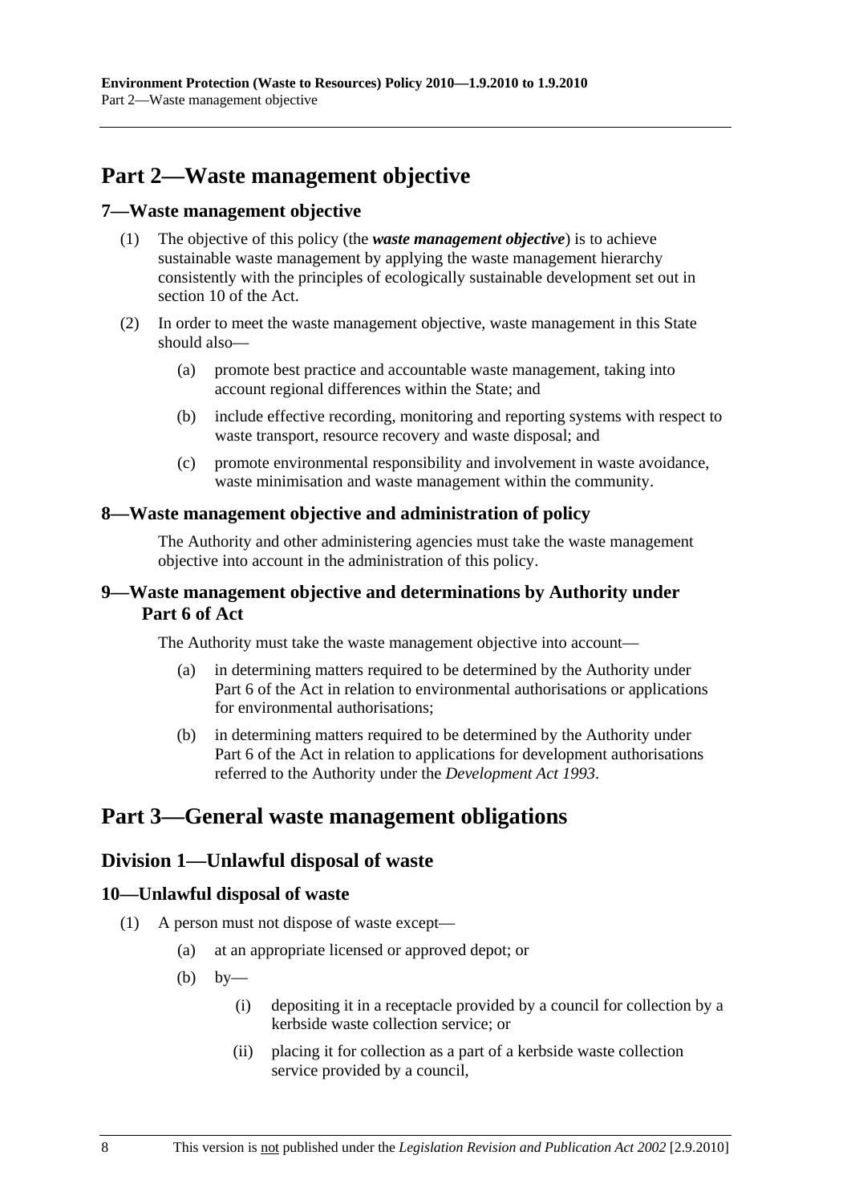# Part 2—Waste management objective

## 7—Waste management objective

(1) The objective of this policy (the ***waste management objective***) is to achieve sustainable waste management by applying the waste management hierarchy consistently with the principles of ecologically sustainable development set out in section 10 of the Act.

(2) In order to meet the waste management objective, waste management in this State should also—

- (a) promote best practice and accountable waste management, taking into account regional differences within the State; and
- (b) include effective recording, monitoring and reporting systems with respect to waste transport, resource recovery and waste disposal; and
- (c) promote environmental responsibility and involvement in waste avoidance, waste minimisation and waste management within the community.

## 8—Waste management objective and administration of policy

The Authority and other administering agencies must take the waste management objective into account in the administration of this policy.

## 9—Waste management objective and determinations by Authority under Part 6 of Act

The Authority must take the waste management objective into account—

- (a) in determining matters required to be determined by the Authority under Part 6 of the Act in relation to environmental authorisations or applications for environmental authorisations;
- (b) in determining matters required to be determined by the Authority under Part 6 of the Act in relation to applications for development authorisations referred to the Authority under the *Development Act 1993*.

# Part 3—General waste management obligations

## Division 1—Unlawful disposal of waste

## 10—Unlawful disposal of waste

(1) A person must not dispose of waste except—

- (a) at an appropriate licensed or approved depot; or
- (b) by—
  - (i) depositing it in a receptacle provided by a council for collection by a kerbside waste collection service; or
  - (ii) placing it for collection as a part of a kerbside waste collection service provided by a council,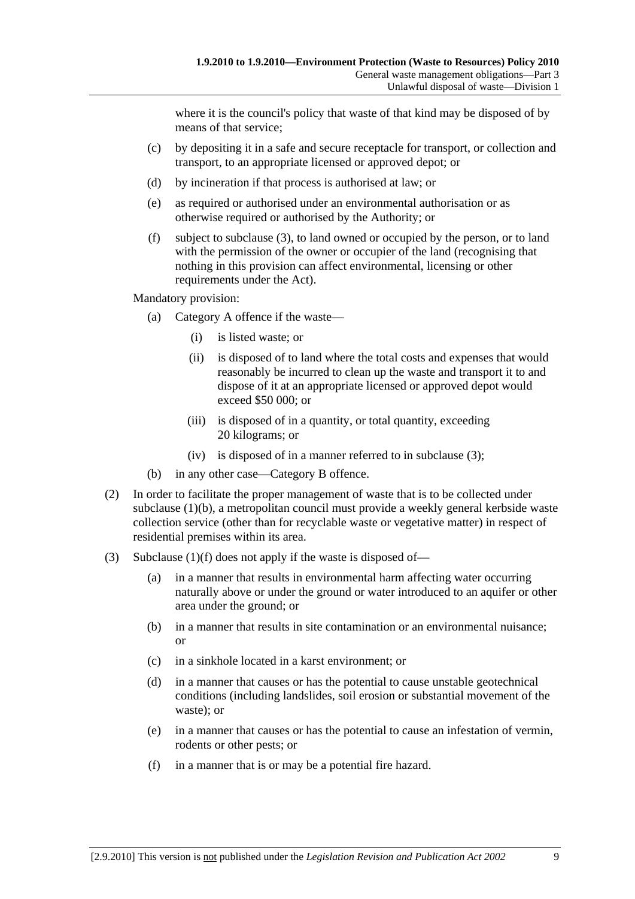where it is the council's policy that waste of that kind may be disposed of by means of that service;

- (c) by depositing it in a safe and secure receptacle for transport, or collection and transport, to an appropriate licensed or approved depot; or
- (d) by incineration if that process is authorised at law; or
- (e) as required or authorised under an environmental authorisation or as otherwise required or authorised by the Authority; or
- (f) subject to subclause (3), to land owned or occupied by the person, or to land with the permission of the owner or occupier of the land (recognising that nothing in this provision can affect environmental, licensing or other requirements under the Act).

Mandatory provision:

- (a) Category A offence if the waste—
  - (i) is listed waste; or
  - (ii) is disposed of to land where the total costs and expenses that would reasonably be incurred to clean up the waste and transport it to and dispose of it at an appropriate licensed or approved depot would exceed \$50 000; or
  - (iii) is disposed of in a quantity, or total quantity, exceeding 20 kilograms; or
  - (iv) is disposed of in a manner referred to in subclause (3);
- (b) in any other case—Category B offence.

(2) In order to facilitate the proper management of waste that is to be collected under subclause (1)(b), a metropolitan council must provide a weekly general kerbside waste collection service (other than for recyclable waste or vegetative matter) in respect of residential premises within its area.

(3) Subclause (1)(f) does not apply if the waste is disposed of—

- (a) in a manner that results in environmental harm affecting water occurring naturally above or under the ground or water introduced to an aquifer or other area under the ground; or
- (b) in a manner that results in site contamination or an environmental nuisance; or
- (c) in a sinkhole located in a karst environment; or
- (d) in a manner that causes or has the potential to cause unstable geotechnical conditions (including landslides, soil erosion or substantial movement of the waste); or
- (e) in a manner that causes or has the potential to cause an infestation of vermin, rodents or other pests; or
- (f) in a manner that is or may be a potential fire hazard.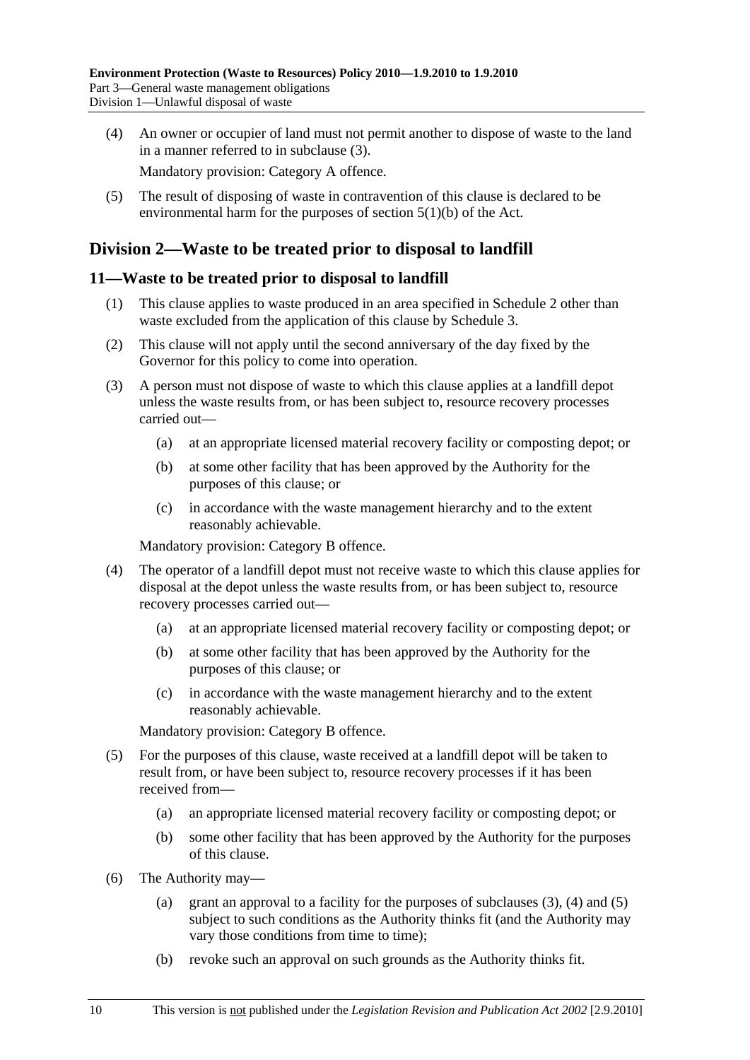(4) An owner or occupier of land must not permit another to dispose of waste to the land in a manner referred to in subclause (3).

Mandatory provision: Category A offence.

(5) The result of disposing of waste in contravention of this clause is declared to be environmental harm for the purposes of section 5(1)(b) of the Act.

## Division 2—Waste to be treated prior to disposal to landfill

### 11—Waste to be treated prior to disposal to landfill

(1) This clause applies to waste produced in an area specified in Schedule 2 other than waste excluded from the application of this clause by Schedule 3.

(2) This clause will not apply until the second anniversary of the day fixed by the Governor for this policy to come into operation.

(3) A person must not dispose of waste to which this clause applies at a landfill depot unless the waste results from, or has been subject to, resource recovery processes carried out—

- (a) at an appropriate licensed material recovery facility or composting depot; or
- (b) at some other facility that has been approved by the Authority for the purposes of this clause; or
- (c) in accordance with the waste management hierarchy and to the extent reasonably achievable.

Mandatory provision: Category B offence.

(4) The operator of a landfill depot must not receive waste to which this clause applies for disposal at the depot unless the waste results from, or has been subject to, resource recovery processes carried out—

- (a) at an appropriate licensed material recovery facility or composting depot; or
- (b) at some other facility that has been approved by the Authority for the purposes of this clause; or
- (c) in accordance with the waste management hierarchy and to the extent reasonably achievable.

Mandatory provision: Category B offence.

(5) For the purposes of this clause, waste received at a landfill depot will be taken to result from, or have been subject to, resource recovery processes if it has been received from—

- (a) an appropriate licensed material recovery facility or composting depot; or
- (b) some other facility that has been approved by the Authority for the purposes of this clause.

(6) The Authority may—

- (a) grant an approval to a facility for the purposes of subclauses (3), (4) and (5) subject to such conditions as the Authority thinks fit (and the Authority may vary those conditions from time to time);
- (b) revoke such an approval on such grounds as the Authority thinks fit.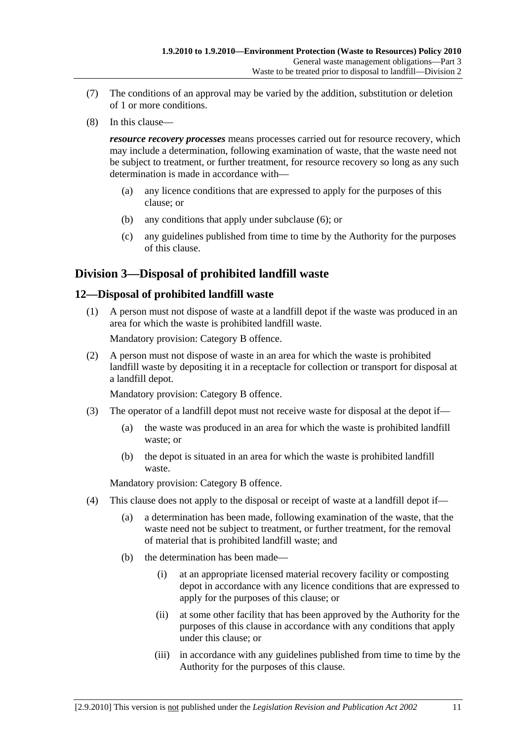(7) The conditions of an approval may be varied by the addition, substitution or deletion of 1 or more conditions.

(8) In this clause—

***resource recovery processes*** means processes carried out for resource recovery, which may include a determination, following examination of waste, that the waste need not be subject to treatment, or further treatment, for resource recovery so long as any such determination is made in accordance with—

  (a) any licence conditions that are expressed to apply for the purposes of this clause; or

  (b) any conditions that apply under subclause (6); or

  (c) any guidelines published from time to time by the Authority for the purposes of this clause.

## Division 3—Disposal of prohibited landfill waste

### 12—Disposal of prohibited landfill waste

(1) A person must not dispose of waste at a landfill depot if the waste was produced in an area for which the waste is prohibited landfill waste.

Mandatory provision: Category B offence.

(2) A person must not dispose of waste in an area for which the waste is prohibited landfill waste by depositing it in a receptacle for collection or transport for disposal at a landfill depot.

Mandatory provision: Category B offence.

(3) The operator of a landfill depot must not receive waste for disposal at the depot if—

  (a) the waste was produced in an area for which the waste is prohibited landfill waste; or

  (b) the depot is situated in an area for which the waste is prohibited landfill waste.

Mandatory provision: Category B offence.

(4) This clause does not apply to the disposal or receipt of waste at a landfill depot if—

  (a) a determination has been made, following examination of the waste, that the waste need not be subject to treatment, or further treatment, for the removal of material that is prohibited landfill waste; and

  (b) the determination has been made—

    (i) at an appropriate licensed material recovery facility or composting depot in accordance with any licence conditions that are expressed to apply for the purposes of this clause; or

    (ii) at some other facility that has been approved by the Authority for the purposes of this clause in accordance with any conditions that apply under this clause; or

    (iii) in accordance with any guidelines published from time to time by the Authority for the purposes of this clause.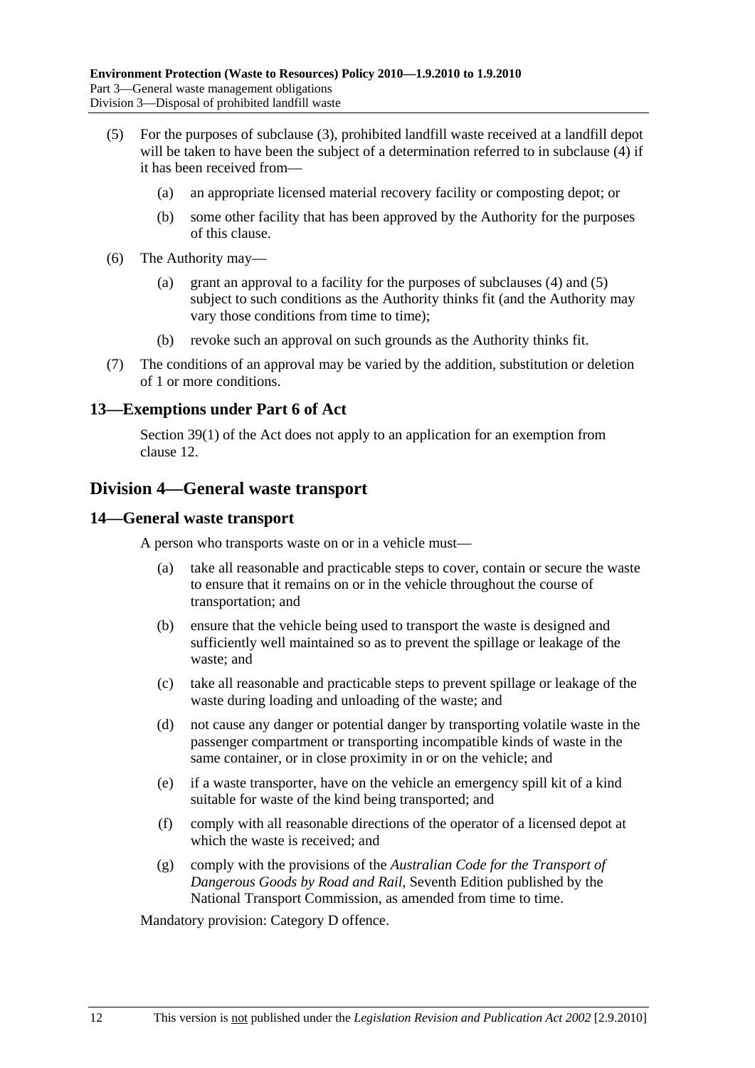(5) For the purposes of subclause (3), prohibited landfill waste received at a landfill depot will be taken to have been the subject of a determination referred to in subclause (4) if it has been received from—

(a) an appropriate licensed material recovery facility or composting depot; or

(b) some other facility that has been approved by the Authority for the purposes of this clause.

(6) The Authority may—

(a) grant an approval to a facility for the purposes of subclauses (4) and (5) subject to such conditions as the Authority thinks fit (and the Authority may vary those conditions from time to time);

(b) revoke such an approval on such grounds as the Authority thinks fit.

(7) The conditions of an approval may be varied by the addition, substitution or deletion of 1 or more conditions.

### 13—Exemptions under Part 6 of Act

Section 39(1) of the Act does not apply to an application for an exemption from clause 12.

## Division 4—General waste transport

### 14—General waste transport

A person who transports waste on or in a vehicle must—

(a) take all reasonable and practicable steps to cover, contain or secure the waste to ensure that it remains on or in the vehicle throughout the course of transportation; and

(b) ensure that the vehicle being used to transport the waste is designed and sufficiently well maintained so as to prevent the spillage or leakage of the waste; and

(c) take all reasonable and practicable steps to prevent spillage or leakage of the waste during loading and unloading of the waste; and

(d) not cause any danger or potential danger by transporting volatile waste in the passenger compartment or transporting incompatible kinds of waste in the same container, or in close proximity in or on the vehicle; and

(e) if a waste transporter, have on the vehicle an emergency spill kit of a kind suitable for waste of the kind being transported; and

(f) comply with all reasonable directions of the operator of a licensed depot at which the waste is received; and

(g) comply with the provisions of the *Australian Code for the Transport of Dangerous Goods by Road and Rail*, Seventh Edition published by the National Transport Commission, as amended from time to time.

Mandatory provision: Category D offence.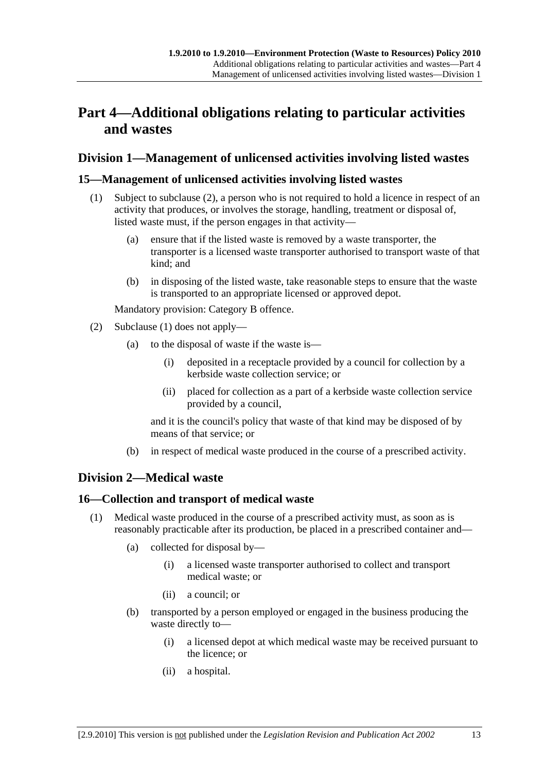# Part 4—Additional obligations relating to particular activities and wastes

## Division 1—Management of unlicensed activities involving listed wastes

### 15—Management of unlicensed activities involving listed wastes

(1) Subject to subclause (2), a person who is not required to hold a licence in respect of an activity that produces, or involves the storage, handling, treatment or disposal of, listed waste must, if the person engages in that activity—

- (a) ensure that if the listed waste is removed by a waste transporter, the transporter is a licensed waste transporter authorised to transport waste of that kind; and
- (b) in disposing of the listed waste, take reasonable steps to ensure that the waste is transported to an appropriate licensed or approved depot.

Mandatory provision: Category B offence.

(2) Subclause (1) does not apply—

- (a) to the disposal of waste if the waste is—
  - (i) deposited in a receptacle provided by a council for collection by a kerbside waste collection service; or
  - (ii) placed for collection as a part of a kerbside waste collection service provided by a council,

  and it is the council's policy that waste of that kind may be disposed of by means of that service; or
- (b) in respect of medical waste produced in the course of a prescribed activity.

## Division 2—Medical waste

### 16—Collection and transport of medical waste

(1) Medical waste produced in the course of a prescribed activity must, as soon as is reasonably practicable after its production, be placed in a prescribed container and—

- (a) collected for disposal by—
  - (i) a licensed waste transporter authorised to collect and transport medical waste; or
  - (ii) a council; or
- (b) transported by a person employed or engaged in the business producing the waste directly to—
  - (i) a licensed depot at which medical waste may be received pursuant to the licence; or
  - (ii) a hospital.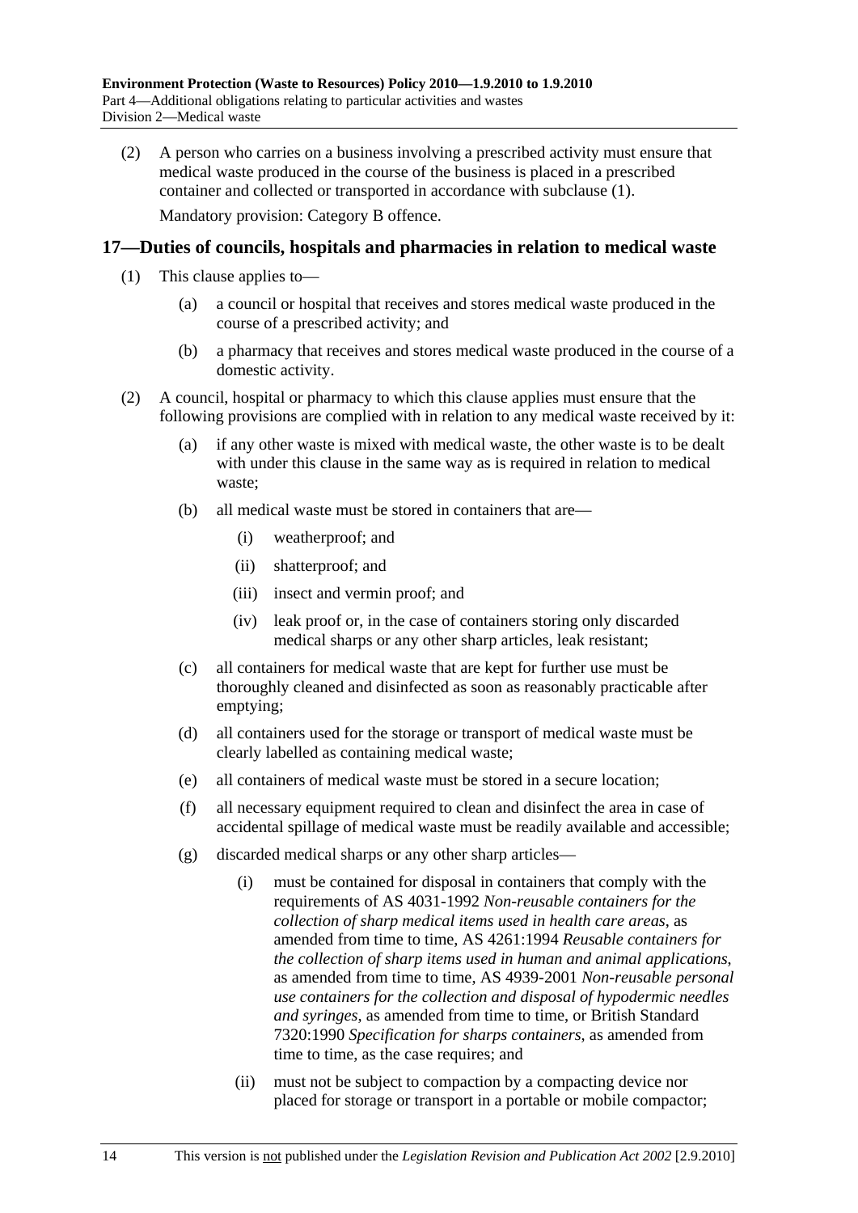(2) A person who carries on a business involving a prescribed activity must ensure that medical waste produced in the course of the business is placed in a prescribed container and collected or transported in accordance with subclause (1).

Mandatory provision: Category B offence.

## 17—Duties of councils, hospitals and pharmacies in relation to medical waste

(1) This clause applies to—

(a) a council or hospital that receives and stores medical waste produced in the course of a prescribed activity; and

(b) a pharmacy that receives and stores medical waste produced in the course of a domestic activity.

(2) A council, hospital or pharmacy to which this clause applies must ensure that the following provisions are complied with in relation to any medical waste received by it:

(a) if any other waste is mixed with medical waste, the other waste is to be dealt with under this clause in the same way as is required in relation to medical waste;

(b) all medical waste must be stored in containers that are—

(i) weatherproof; and

(ii) shatterproof; and

(iii) insect and vermin proof; and

(iv) leak proof or, in the case of containers storing only discarded medical sharps or any other sharp articles, leak resistant;

(c) all containers for medical waste that are kept for further use must be thoroughly cleaned and disinfected as soon as reasonably practicable after emptying;

(d) all containers used for the storage or transport of medical waste must be clearly labelled as containing medical waste;

(e) all containers of medical waste must be stored in a secure location;

(f) all necessary equipment required to clean and disinfect the area in case of accidental spillage of medical waste must be readily available and accessible;

(g) discarded medical sharps or any other sharp articles—

(i) must be contained for disposal in containers that comply with the requirements of AS 4031-1992 *Non-reusable containers for the collection of sharp medical items used in health care areas*, as amended from time to time, AS 4261:1994 *Reusable containers for the collection of sharp items used in human and animal applications*, as amended from time to time, AS 4939-2001 *Non-reusable personal use containers for the collection and disposal of hypodermic needles and syringes*, as amended from time to time, or British Standard 7320:1990 *Specification for sharps containers*, as amended from time to time, as the case requires; and

(ii) must not be subject to compaction by a compacting device nor placed for storage or transport in a portable or mobile compactor;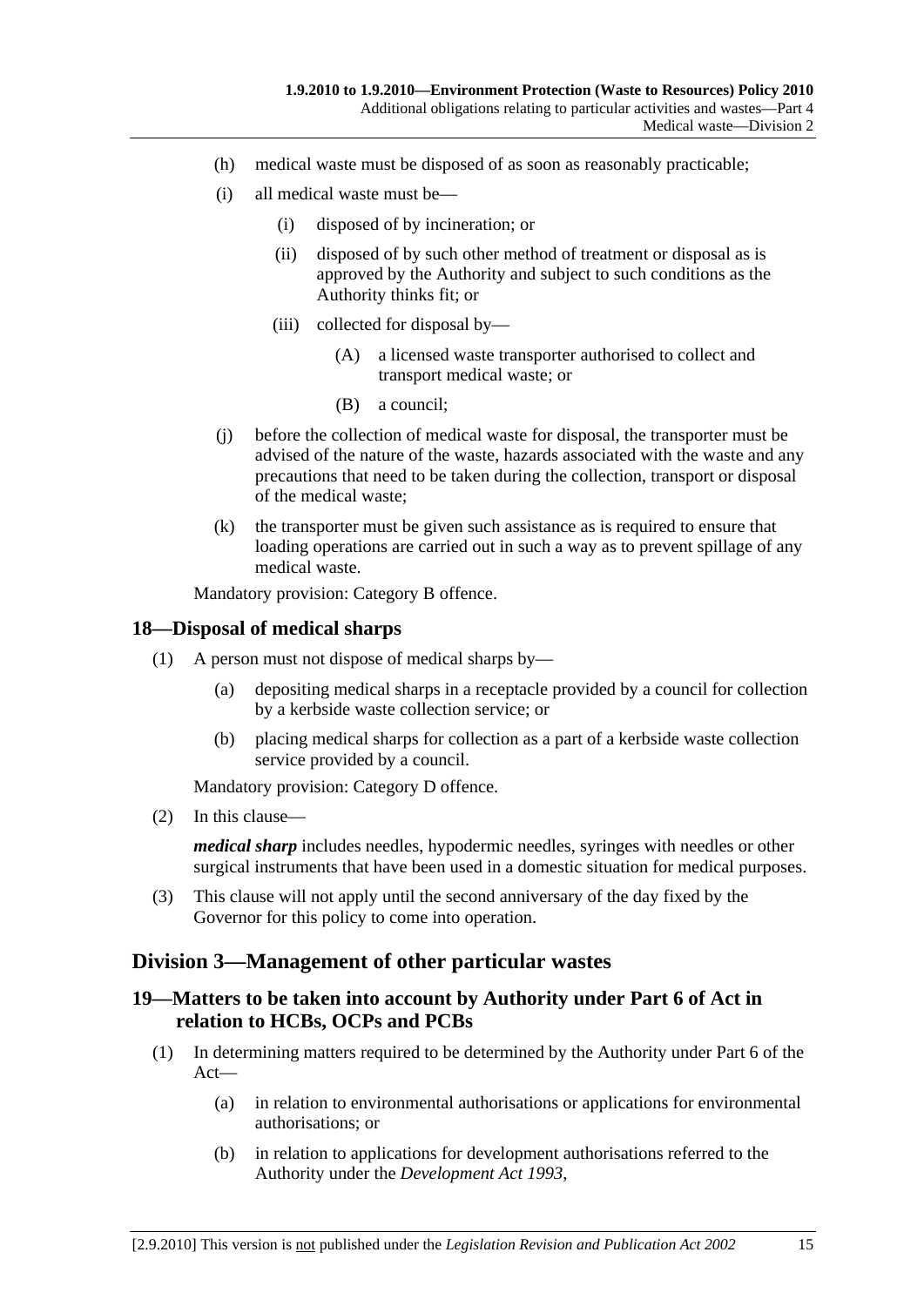(h) medical waste must be disposed of as soon as reasonably practicable;

(i) all medical waste must be—

  (i) disposed of by incineration; or

  (ii) disposed of by such other method of treatment or disposal as is approved by the Authority and subject to such conditions as the Authority thinks fit; or

  (iii) collected for disposal by—

    (A) a licensed waste transporter authorised to collect and transport medical waste; or

    (B) a council;

(j) before the collection of medical waste for disposal, the transporter must be advised of the nature of the waste, hazards associated with the waste and any precautions that need to be taken during the collection, transport or disposal of the medical waste;

(k) the transporter must be given such assistance as is required to ensure that loading operations are carried out in such a way as to prevent spillage of any medical waste.

Mandatory provision: Category B offence.

## 18—Disposal of medical sharps

(1) A person must not dispose of medical sharps by—

  (a) depositing medical sharps in a receptacle provided by a council for collection by a kerbside waste collection service; or

  (b) placing medical sharps for collection as a part of a kerbside waste collection service provided by a council.

  Mandatory provision: Category D offence.

(2) In this clause—

  ***medical sharp*** includes needles, hypodermic needles, syringes with needles or other surgical instruments that have been used in a domestic situation for medical purposes.

(3) This clause will not apply until the second anniversary of the day fixed by the Governor for this policy to come into operation.

# Division 3—Management of other particular wastes

## 19—Matters to be taken into account by Authority under Part 6 of Act in relation to HCBs, OCPs and PCBs

(1) In determining matters required to be determined by the Authority under Part 6 of the Act—

  (a) in relation to environmental authorisations or applications for environmental authorisations; or

  (b) in relation to applications for development authorisations referred to the Authority under the *Development Act 1993*,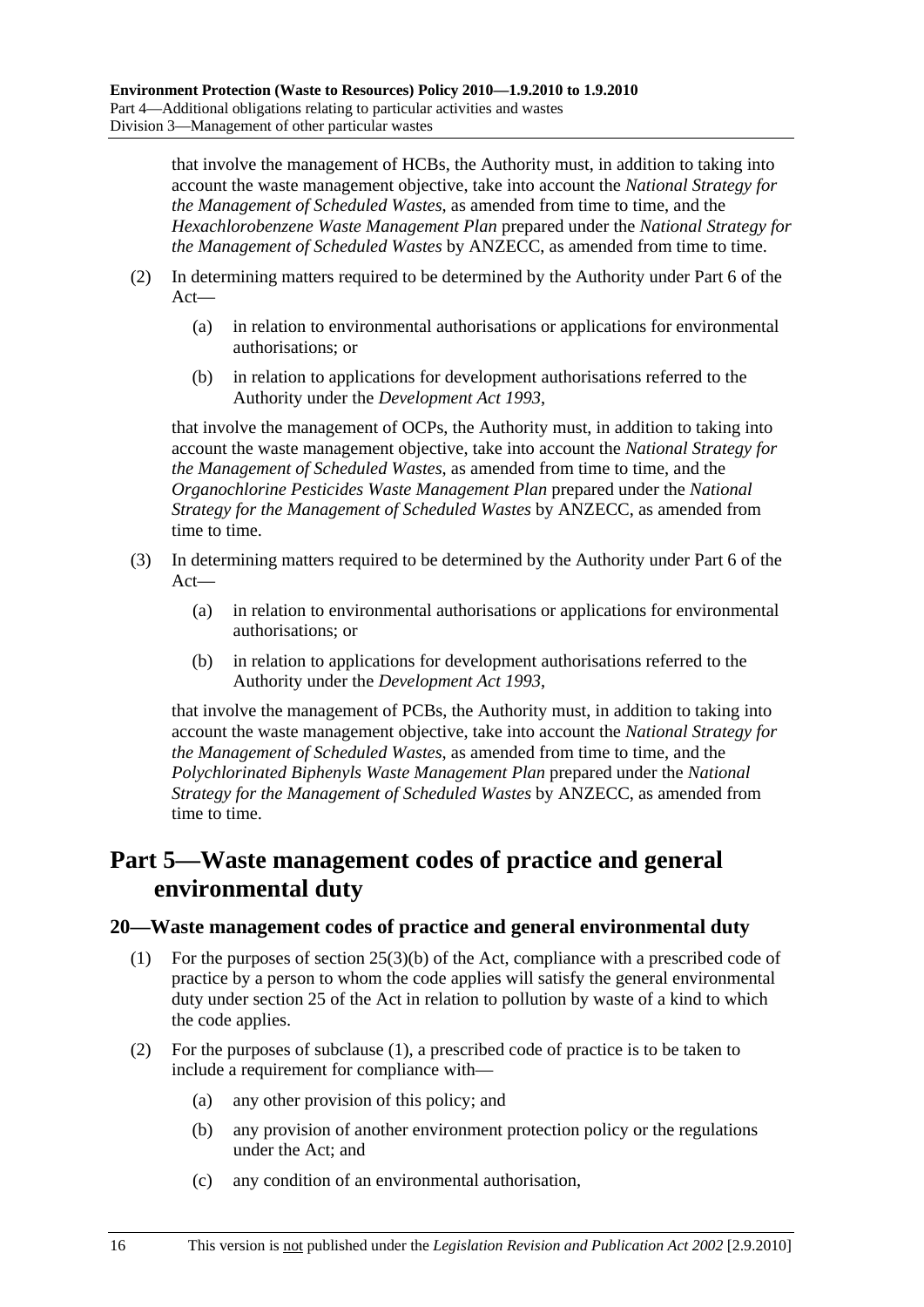that involve the management of HCBs, the Authority must, in addition to taking into account the waste management objective, take into account the *National Strategy for the Management of Scheduled Wastes*, as amended from time to time, and the *Hexachlorobenzene Waste Management Plan* prepared under the *National Strategy for the Management of Scheduled Wastes* by ANZECC, as amended from time to time.

(2) In determining matters required to be determined by the Authority under Part 6 of the Act—

(a) in relation to environmental authorisations or applications for environmental authorisations; or

(b) in relation to applications for development authorisations referred to the Authority under the *Development Act 1993*,

that involve the management of OCPs, the Authority must, in addition to taking into account the waste management objective, take into account the *National Strategy for the Management of Scheduled Wastes*, as amended from time to time, and the *Organochlorine Pesticides Waste Management Plan* prepared under the *National Strategy for the Management of Scheduled Wastes* by ANZECC, as amended from time to time.

(3) In determining matters required to be determined by the Authority under Part 6 of the Act—

(a) in relation to environmental authorisations or applications for environmental authorisations; or

(b) in relation to applications for development authorisations referred to the Authority under the *Development Act 1993*,

that involve the management of PCBs, the Authority must, in addition to taking into account the waste management objective, take into account the *National Strategy for the Management of Scheduled Wastes*, as amended from time to time, and the *Polychlorinated Biphenyls Waste Management Plan* prepared under the *National Strategy for the Management of Scheduled Wastes* by ANZECC, as amended from time to time.

# Part 5—Waste management codes of practice and general environmental duty

## 20—Waste management codes of practice and general environmental duty

(1) For the purposes of section 25(3)(b) of the Act, compliance with a prescribed code of practice by a person to whom the code applies will satisfy the general environmental duty under section 25 of the Act in relation to pollution by waste of a kind to which the code applies.

(2) For the purposes of subclause (1), a prescribed code of practice is to be taken to include a requirement for compliance with—

(a) any other provision of this policy; and

(b) any provision of another environment protection policy or the regulations under the Act; and

(c) any condition of an environmental authorisation,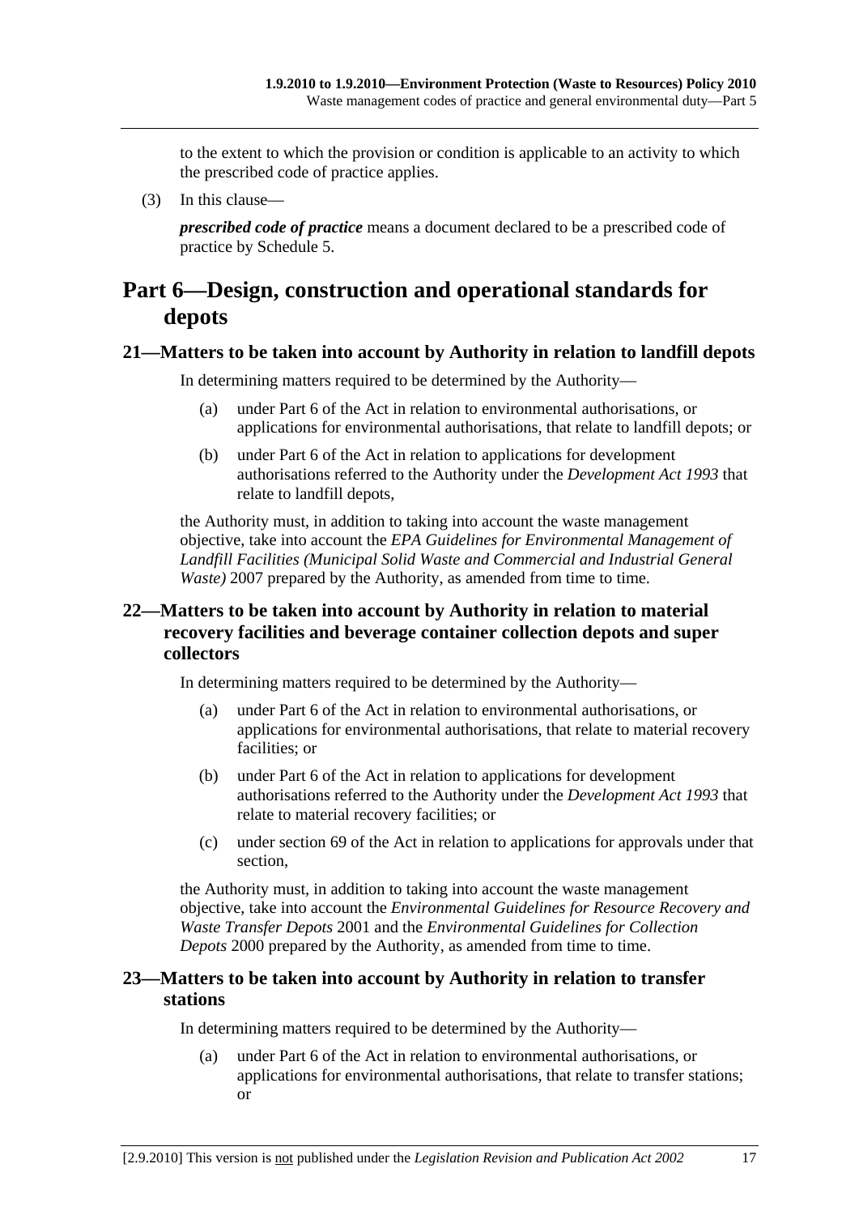to the extent to which the provision or condition is applicable to an activity to which the prescribed code of practice applies.

(3) In this clause—

***prescribed code of practice*** means a document declared to be a prescribed code of practice by Schedule 5.

# Part 6—Design, construction and operational standards for depots

## 21—Matters to be taken into account by Authority in relation to landfill depots

In determining matters required to be determined by the Authority—

(a) under Part 6 of the Act in relation to environmental authorisations, or applications for environmental authorisations, that relate to landfill depots; or

(b) under Part 6 of the Act in relation to applications for development authorisations referred to the Authority under the *Development Act 1993* that relate to landfill depots,

the Authority must, in addition to taking into account the waste management objective, take into account the *EPA Guidelines for Environmental Management of Landfill Facilities (Municipal Solid Waste and Commercial and Industrial General Waste)* 2007 prepared by the Authority, as amended from time to time.

## 22—Matters to be taken into account by Authority in relation to material recovery facilities and beverage container collection depots and super collectors

In determining matters required to be determined by the Authority—

(a) under Part 6 of the Act in relation to environmental authorisations, or applications for environmental authorisations, that relate to material recovery facilities; or

(b) under Part 6 of the Act in relation to applications for development authorisations referred to the Authority under the *Development Act 1993* that relate to material recovery facilities; or

(c) under section 69 of the Act in relation to applications for approvals under that section,

the Authority must, in addition to taking into account the waste management objective, take into account the *Environmental Guidelines for Resource Recovery and Waste Transfer Depots* 2001 and the *Environmental Guidelines for Collection Depots* 2000 prepared by the Authority, as amended from time to time.

## 23—Matters to be taken into account by Authority in relation to transfer stations

In determining matters required to be determined by the Authority—

(a) under Part 6 of the Act in relation to environmental authorisations, or applications for environmental authorisations, that relate to transfer stations; or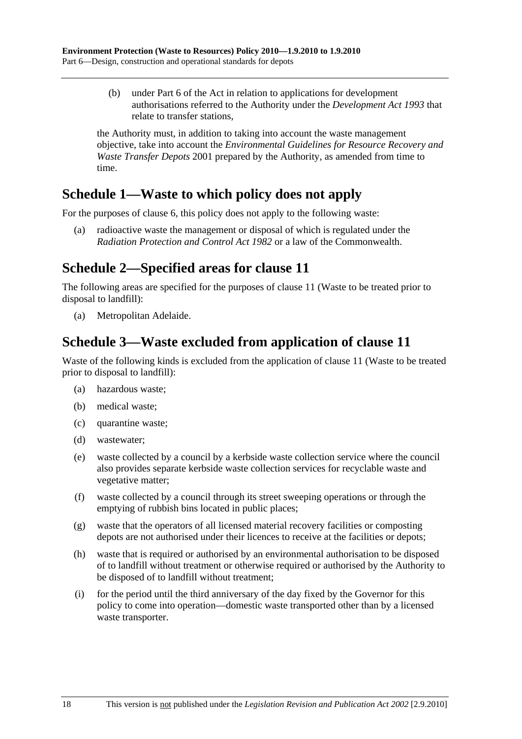(b) under Part 6 of the Act in relation to applications for development authorisations referred to the Authority under the *Development Act 1993* that relate to transfer stations,

the Authority must, in addition to taking into account the waste management objective, take into account the *Environmental Guidelines for Resource Recovery and Waste Transfer Depots* 2001 prepared by the Authority, as amended from time to time.

## Schedule 1—Waste to which policy does not apply

For the purposes of clause 6, this policy does not apply to the following waste:

(a) radioactive waste the management or disposal of which is regulated under the *Radiation Protection and Control Act 1982* or a law of the Commonwealth.

## Schedule 2—Specified areas for clause 11

The following areas are specified for the purposes of clause 11 (Waste to be treated prior to disposal to landfill):

(a) Metropolitan Adelaide.

## Schedule 3—Waste excluded from application of clause 11

Waste of the following kinds is excluded from the application of clause 11 (Waste to be treated prior to disposal to landfill):

(a) hazardous waste;

(b) medical waste;

(c) quarantine waste;

(d) wastewater;

(e) waste collected by a council by a kerbside waste collection service where the council also provides separate kerbside waste collection services for recyclable waste and vegetative matter;

(f) waste collected by a council through its street sweeping operations or through the emptying of rubbish bins located in public places;

(g) waste that the operators of all licensed material recovery facilities or composting depots are not authorised under their licences to receive at the facilities or depots;

(h) waste that is required or authorised by an environmental authorisation to be disposed of to landfill without treatment or otherwise required or authorised by the Authority to be disposed of to landfill without treatment;

(i) for the period until the third anniversary of the day fixed by the Governor for this policy to come into operation—domestic waste transported other than by a licensed waste transporter.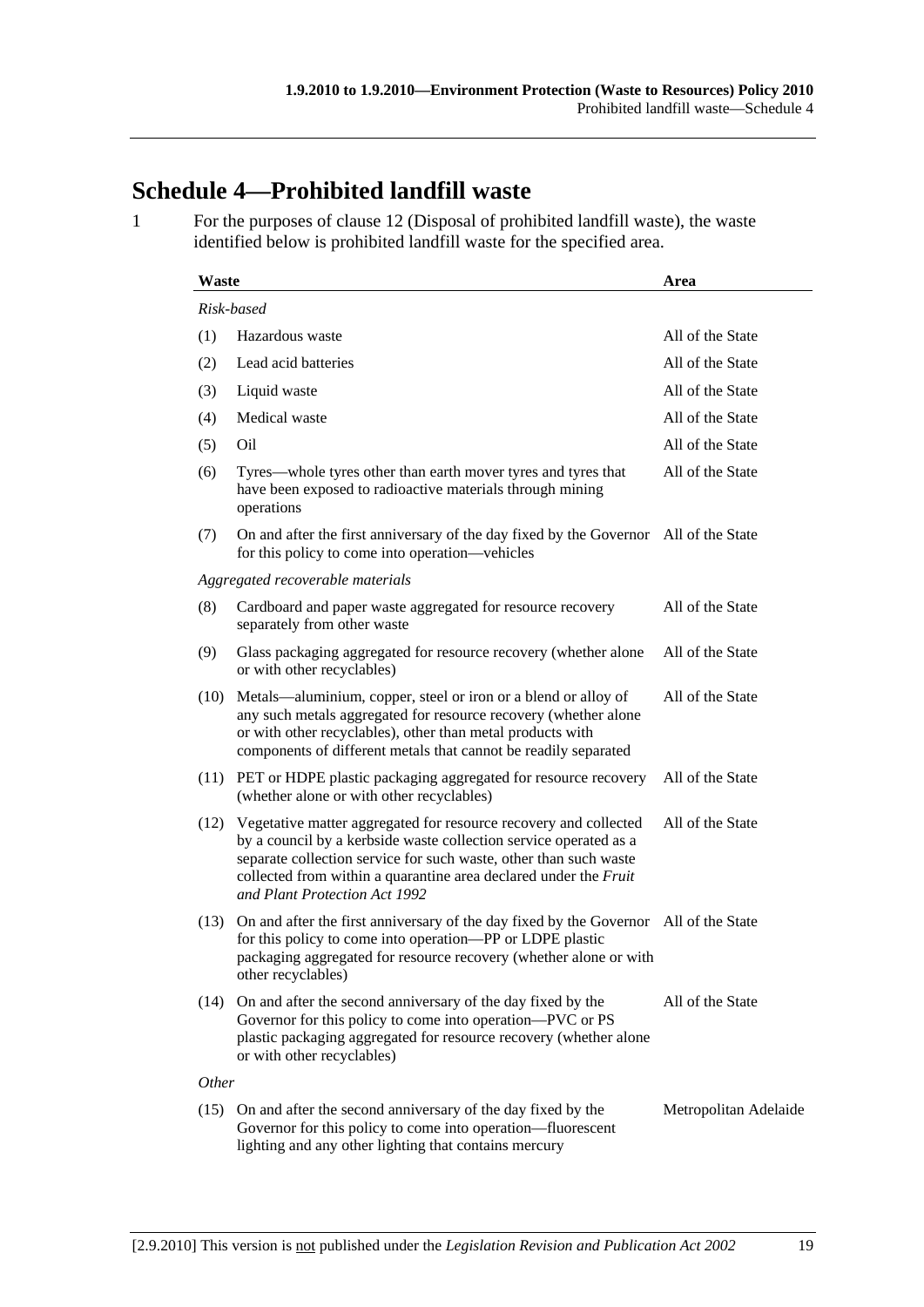# Schedule 4—Prohibited landfill waste

1 For the purposes of clause 12 (Disposal of prohibited landfill waste), the waste identified below is prohibited landfill waste for the specified area.

| Waste | | Area |
|---|---|---|
| *Risk-based* | | |
| (1) | Hazardous waste | All of the State |
| (2) | Lead acid batteries | All of the State |
| (3) | Liquid waste | All of the State |
| (4) | Medical waste | All of the State |
| (5) | Oil | All of the State |
| (6) | Tyres—whole tyres other than earth mover tyres and tyres that have been exposed to radioactive materials through mining operations | All of the State |
| (7) | On and after the first anniversary of the day fixed by the Governor for this policy to come into operation—vehicles | All of the State |
| *Aggregated recoverable materials* | | |
| (8) | Cardboard and paper waste aggregated for resource recovery separately from other waste | All of the State |
| (9) | Glass packaging aggregated for resource recovery (whether alone or with other recyclables) | All of the State |
| (10) | Metals—aluminium, copper, steel or iron or a blend or alloy of any such metals aggregated for resource recovery (whether alone or with other recyclables), other than metal products with components of different metals that cannot be readily separated | All of the State |
| (11) | PET or HDPE plastic packaging aggregated for resource recovery (whether alone or with other recyclables) | All of the State |
| (12) | Vegetative matter aggregated for resource recovery and collected by a council by a kerbside waste collection service operated as a separate collection service for such waste, other than such waste collected from within a quarantine area declared under the *Fruit and Plant Protection Act 1992* | All of the State |
| (13) | On and after the first anniversary of the day fixed by the Governor for this policy to come into operation—PP or LDPE plastic packaging aggregated for resource recovery (whether alone or with other recyclables) | All of the State |
| (14) | On and after the second anniversary of the day fixed by the Governor for this policy to come into operation—PVC or PS plastic packaging aggregated for resource recovery (whether alone or with other recyclables) | All of the State |
| *Other* | | |
| (15) | On and after the second anniversary of the day fixed by the Governor for this policy to come into operation—fluorescent lighting and any other lighting that contains mercury | Metropolitan Adelaide |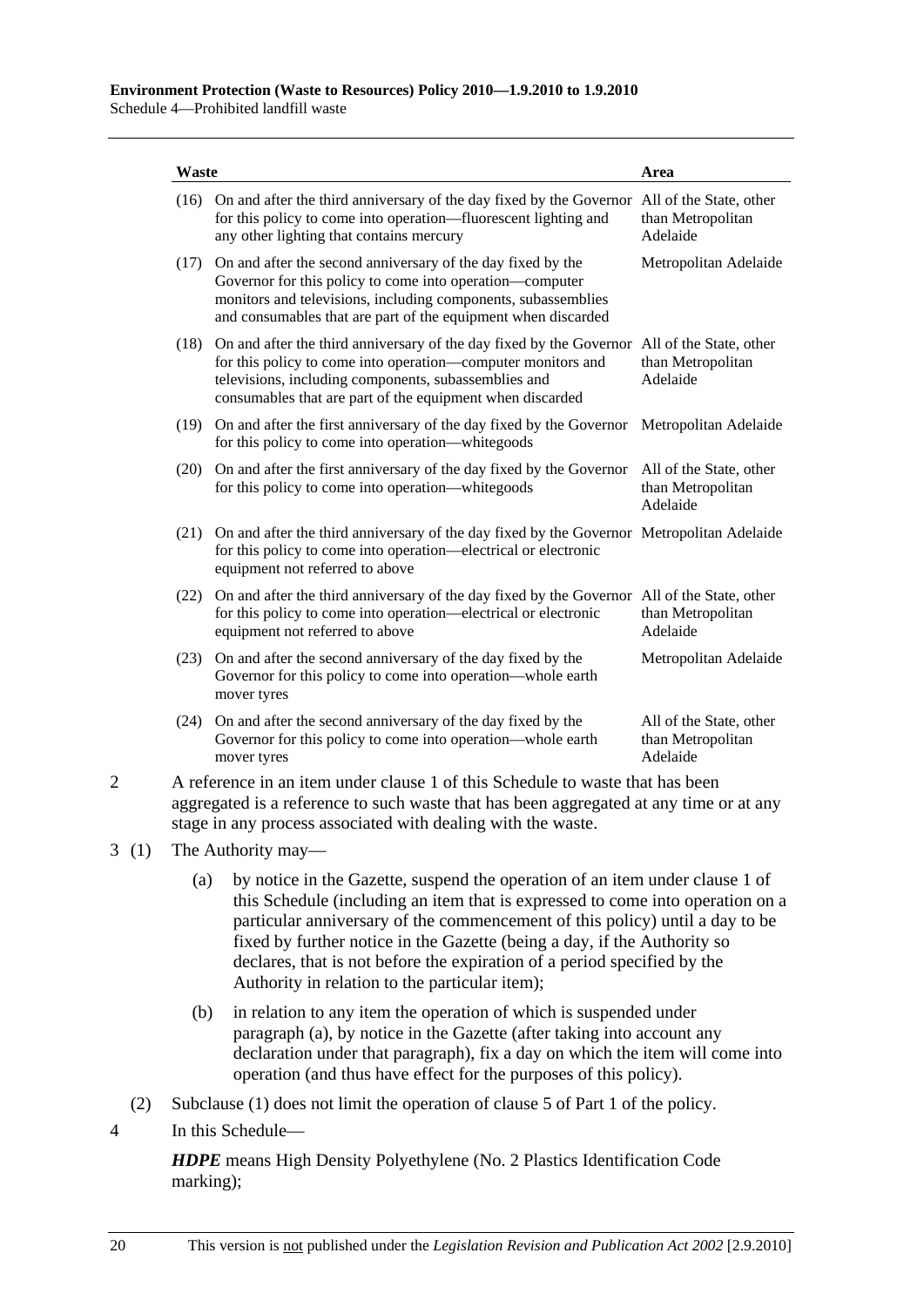| Waste | | Area |
|---|---|---|
| (16) | On and after the third anniversary of the day fixed by the Governor for this policy to come into operation—fluorescent lighting and any other lighting that contains mercury | All of the State, other than Metropolitan Adelaide |
| (17) | On and after the second anniversary of the day fixed by the Governor for this policy to come into operation—computer monitors and televisions, including components, subassemblies and consumables that are part of the equipment when discarded | Metropolitan Adelaide |
| (18) | On and after the third anniversary of the day fixed by the Governor for this policy to come into operation—computer monitors and televisions, including components, subassemblies and consumables that are part of the equipment when discarded | All of the State, other than Metropolitan Adelaide |
| (19) | On and after the first anniversary of the day fixed by the Governor for this policy to come into operation—whitegoods | Metropolitan Adelaide |
| (20) | On and after the first anniversary of the day fixed by the Governor for this policy to come into operation—whitegoods | All of the State, other than Metropolitan Adelaide |
| (21) | On and after the third anniversary of the day fixed by the Governor for this policy to come into operation—electrical or electronic equipment not referred to above | Metropolitan Adelaide |
| (22) | On and after the third anniversary of the day fixed by the Governor for this policy to come into operation—electrical or electronic equipment not referred to above | All of the State, other than Metropolitan Adelaide |
| (23) | On and after the second anniversary of the day fixed by the Governor for this policy to come into operation—whole earth mover tyres | Metropolitan Adelaide |
| (24) | On and after the second anniversary of the day fixed by the Governor for this policy to come into operation—whole earth mover tyres | All of the State, other than Metropolitan Adelaide |

2 A reference in an item under clause 1 of this Schedule to waste that has been aggregated is a reference to such waste that has been aggregated at any time or at any stage in any process associated with dealing with the waste.

3 (1) The Authority may—

(a) by notice in the Gazette, suspend the operation of an item under clause 1 of this Schedule (including an item that is expressed to come into operation on a particular anniversary of the commencement of this policy) until a day to be fixed by further notice in the Gazette (being a day, if the Authority so declares, that is not before the expiration of a period specified by the Authority in relation to the particular item);

(b) in relation to any item the operation of which is suspended under paragraph (a), by notice in the Gazette (after taking into account any declaration under that paragraph), fix a day on which the item will come into operation (and thus have effect for the purposes of this policy).

(2) Subclause (1) does not limit the operation of clause 5 of Part 1 of the policy.

4 In this Schedule—

***HDPE*** means High Density Polyethylene (No. 2 Plastics Identification Code marking);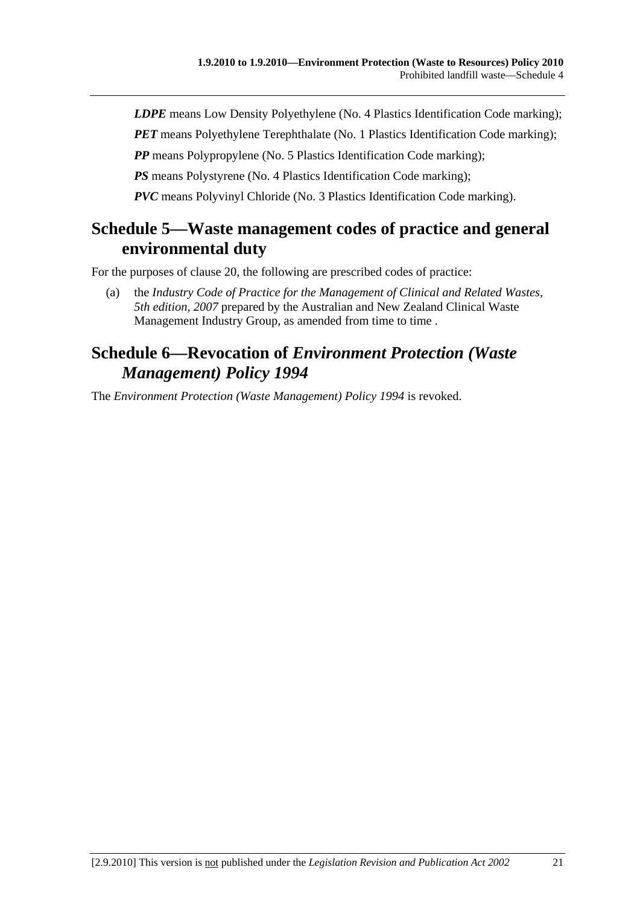***LDPE*** means Low Density Polyethylene (No. 4 Plastics Identification Code marking);

***PET*** means Polyethylene Terephthalate (No. 1 Plastics Identification Code marking);

***PP*** means Polypropylene (No. 5 Plastics Identification Code marking);

***PS*** means Polystyrene (No. 4 Plastics Identification Code marking);

***PVC*** means Polyvinyl Chloride (No. 3 Plastics Identification Code marking).

## Schedule 5—Waste management codes of practice and general environmental duty

For the purposes of clause 20, the following are prescribed codes of practice:

(a) the *Industry Code of Practice for the Management of Clinical and Related Wastes, 5th edition, 2007* prepared by the Australian and New Zealand Clinical Waste Management Industry Group, as amended from time to time .

## Schedule 6—Revocation of *Environment Protection (Waste Management) Policy 1994*

The *Environment Protection (Waste Management) Policy 1994* is revoked.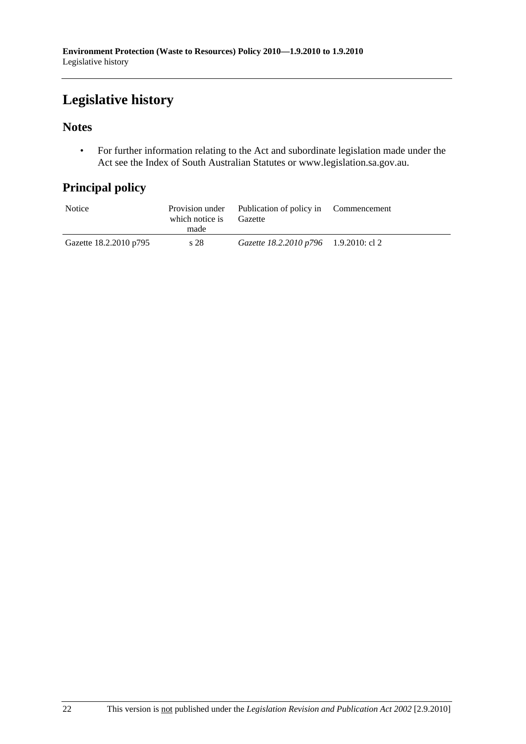# Legislative history

## Notes

- For further information relating to the Act and subordinate legislation made under the Act see the Index of South Australian Statutes or www.legislation.sa.gov.au.

## Principal policy

| Notice | Provision under which notice is made | Publication of policy in Gazette | Commencement |
|---|---|---|---|
| Gazette 18.2.2010 p795 | s 28 | *Gazette 18.2.2010 p796* | 1.9.2010: cl 2 |